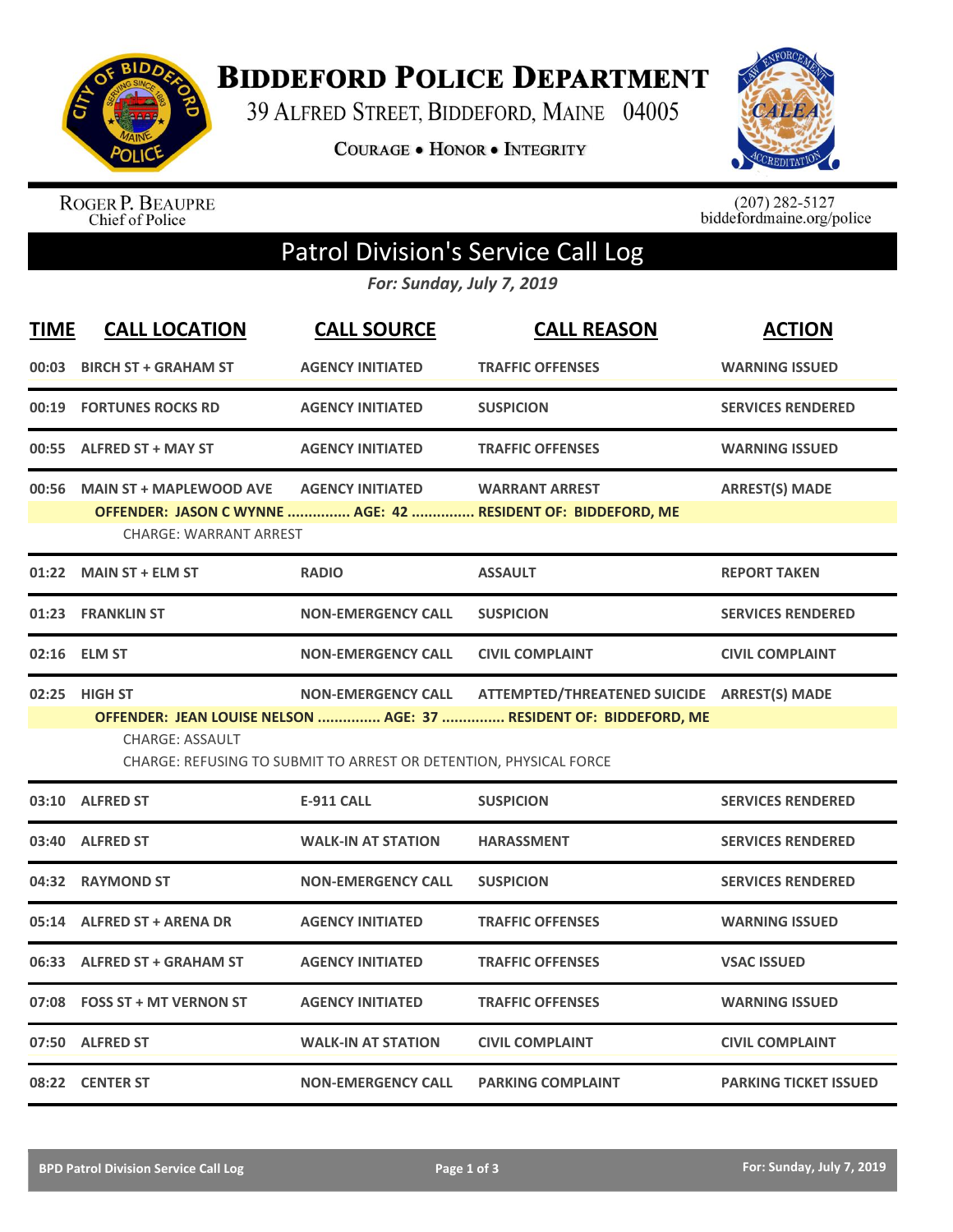# Biddeford Police Department

39 Alfred Street, Biddeford, Maine 04005

**Courage • Honor • Integrity**

Roger P. Beaupre
Chief of Police

(207) 282-5127
biddefordmaine.org/police

## Patrol Division's Service Call Log

*For: Sunday, July 7, 2019*

| TIME | CALL LOCATION | CALL SOURCE | CALL REASON | ACTION |
|---|---|---|---|---|
| 00:03 | BIRCH ST + GRAHAM ST | AGENCY INITIATED | TRAFFIC OFFENSES | WARNING ISSUED |
| 00:19 | FORTUNES ROCKS RD | AGENCY INITIATED | SUSPICION | SERVICES RENDERED |
| 00:55 | ALFRED ST + MAY ST | AGENCY INITIATED | TRAFFIC OFFENSES | WARNING ISSUED |
| 00:56 | MAIN ST + MAPLEWOOD AVE | AGENCY INITIATED | WARRANT ARREST | ARREST(S) MADE |
| | OFFENDER: JASON C WYNNE ............... AGE: 42 ............... RESIDENT OF: BIDDEFORD, ME | | | |
| | CHARGE: WARRANT ARREST | | | |
| 01:22 | MAIN ST + ELM ST | RADIO | ASSAULT | REPORT TAKEN |
| 01:23 | FRANKLIN ST | NON-EMERGENCY CALL | SUSPICION | SERVICES RENDERED |
| 02:16 | ELM ST | NON-EMERGENCY CALL | CIVIL COMPLAINT | CIVIL COMPLAINT |
| 02:25 | HIGH ST | NON-EMERGENCY CALL | ATTEMPTED/THREATENED SUICIDE | ARREST(S) MADE |
| | OFFENDER: JEAN LOUISE NELSON ............... AGE: 37 ............... RESIDENT OF: BIDDEFORD, ME | | | |
| | CHARGE: ASSAULT | | | |
| | CHARGE: REFUSING TO SUBMIT TO ARREST OR DETENTION, PHYSICAL FORCE | | | |
| 03:10 | ALFRED ST | E-911 CALL | SUSPICION | SERVICES RENDERED |
| 03:40 | ALFRED ST | WALK-IN AT STATION | HARASSMENT | SERVICES RENDERED |
| 04:32 | RAYMOND ST | NON-EMERGENCY CALL | SUSPICION | SERVICES RENDERED |
| 05:14 | ALFRED ST + ARENA DR | AGENCY INITIATED | TRAFFIC OFFENSES | WARNING ISSUED |
| 06:33 | ALFRED ST + GRAHAM ST | AGENCY INITIATED | TRAFFIC OFFENSES | VSAC ISSUED |
| 07:08 | FOSS ST + MT VERNON ST | AGENCY INITIATED | TRAFFIC OFFENSES | WARNING ISSUED |
| 07:50 | ALFRED ST | WALK-IN AT STATION | CIVIL COMPLAINT | CIVIL COMPLAINT |
| 08:22 | CENTER ST | NON-EMERGENCY CALL | PARKING COMPLAINT | PARKING TICKET ISSUED |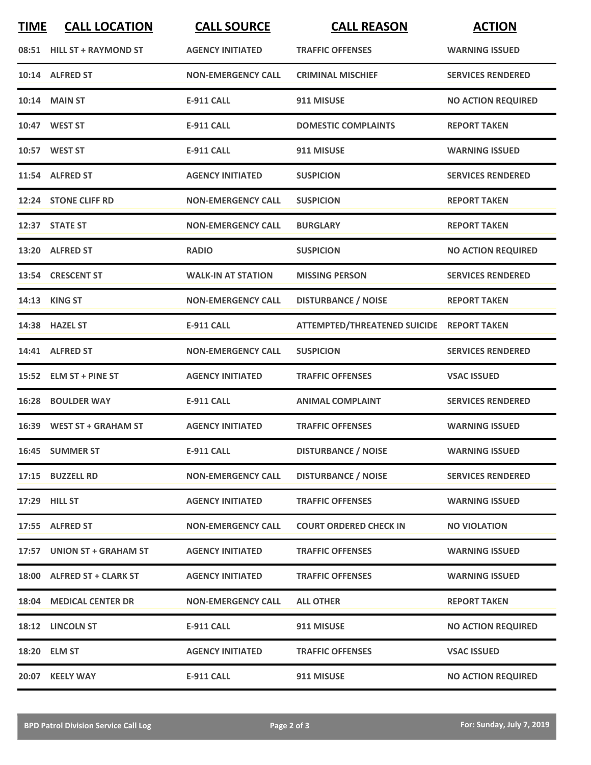| TIME | CALL LOCATION | CALL SOURCE | CALL REASON | ACTION |
|---|---|---|---|---|
| 08:51 | HILL ST + RAYMOND ST | AGENCY INITIATED | TRAFFIC OFFENSES | WARNING ISSUED |
| 10:14 | ALFRED ST | NON-EMERGENCY CALL | CRIMINAL MISCHIEF | SERVICES RENDERED |
| 10:14 | MAIN ST | E-911 CALL | 911 MISUSE | NO ACTION REQUIRED |
| 10:47 | WEST ST | E-911 CALL | DOMESTIC COMPLAINTS | REPORT TAKEN |
| 10:57 | WEST ST | E-911 CALL | 911 MISUSE | WARNING ISSUED |
| 11:54 | ALFRED ST | AGENCY INITIATED | SUSPICION | SERVICES RENDERED |
| 12:24 | STONE CLIFF RD | NON-EMERGENCY CALL | SUSPICION | REPORT TAKEN |
| 12:37 | STATE ST | NON-EMERGENCY CALL | BURGLARY | REPORT TAKEN |
| 13:20 | ALFRED ST | RADIO | SUSPICION | NO ACTION REQUIRED |
| 13:54 | CRESCENT ST | WALK-IN AT STATION | MISSING PERSON | SERVICES RENDERED |
| 14:13 | KING ST | NON-EMERGENCY CALL | DISTURBANCE / NOISE | REPORT TAKEN |
| 14:38 | HAZEL ST | E-911 CALL | ATTEMPTED/THREATENED SUICIDE | REPORT TAKEN |
| 14:41 | ALFRED ST | NON-EMERGENCY CALL | SUSPICION | SERVICES RENDERED |
| 15:52 | ELM ST + PINE ST | AGENCY INITIATED | TRAFFIC OFFENSES | VSAC ISSUED |
| 16:28 | BOULDER WAY | E-911 CALL | ANIMAL COMPLAINT | SERVICES RENDERED |
| 16:39 | WEST ST + GRAHAM ST | AGENCY INITIATED | TRAFFIC OFFENSES | WARNING ISSUED |
| 16:45 | SUMMER ST | E-911 CALL | DISTURBANCE / NOISE | WARNING ISSUED |
| 17:15 | BUZZELL RD | NON-EMERGENCY CALL | DISTURBANCE / NOISE | SERVICES RENDERED |
| 17:29 | HILL ST | AGENCY INITIATED | TRAFFIC OFFENSES | WARNING ISSUED |
| 17:55 | ALFRED ST | NON-EMERGENCY CALL | COURT ORDERED CHECK IN | NO VIOLATION |
| 17:57 | UNION ST + GRAHAM ST | AGENCY INITIATED | TRAFFIC OFFENSES | WARNING ISSUED |
| 18:00 | ALFRED ST + CLARK ST | AGENCY INITIATED | TRAFFIC OFFENSES | WARNING ISSUED |
| 18:04 | MEDICAL CENTER DR | NON-EMERGENCY CALL | ALL OTHER | REPORT TAKEN |
| 18:12 | LINCOLN ST | E-911 CALL | 911 MISUSE | NO ACTION REQUIRED |
| 18:20 | ELM ST | AGENCY INITIATED | TRAFFIC OFFENSES | VSAC ISSUED |
| 20:07 | KEELY WAY | E-911 CALL | 911 MISUSE | NO ACTION REQUIRED |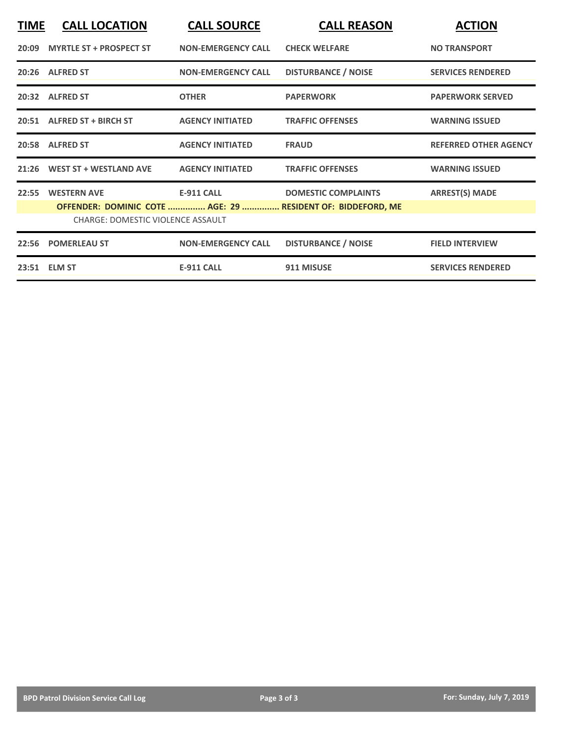| TIME | CALL LOCATION | CALL SOURCE | CALL REASON | ACTION |
| --- | --- | --- | --- | --- |
| 20:09 | MYRTLE ST + PROSPECT ST | NON-EMERGENCY CALL | CHECK WELFARE | NO TRANSPORT |
| 20:26 | ALFRED ST | NON-EMERGENCY CALL | DISTURBANCE / NOISE | SERVICES RENDERED |
| 20:32 | ALFRED ST | OTHER | PAPERWORK | PAPERWORK SERVED |
| 20:51 | ALFRED ST + BIRCH ST | AGENCY INITIATED | TRAFFIC OFFENSES | WARNING ISSUED |
| 20:58 | ALFRED ST | AGENCY INITIATED | FRAUD | REFERRED OTHER AGENCY |
| 21:26 | WEST ST + WESTLAND AVE | AGENCY INITIATED | TRAFFIC OFFENSES | WARNING ISSUED |
| 22:55 | WESTERN AVE | E-911 CALL | DOMESTIC COMPLAINTS | ARREST(S) MADE |
| | OFFENDER: DOMINIC COTE ............... AGE: 29 ............... RESIDENT OF: BIDDEFORD, ME | | | |
| | CHARGE: DOMESTIC VIOLENCE ASSAULT | | | |
| 22:56 | POMERLEAU ST | NON-EMERGENCY CALL | DISTURBANCE / NOISE | FIELD INTERVIEW |
| 23:51 | ELM ST | E-911 CALL | 911 MISUSE | SERVICES RENDERED |